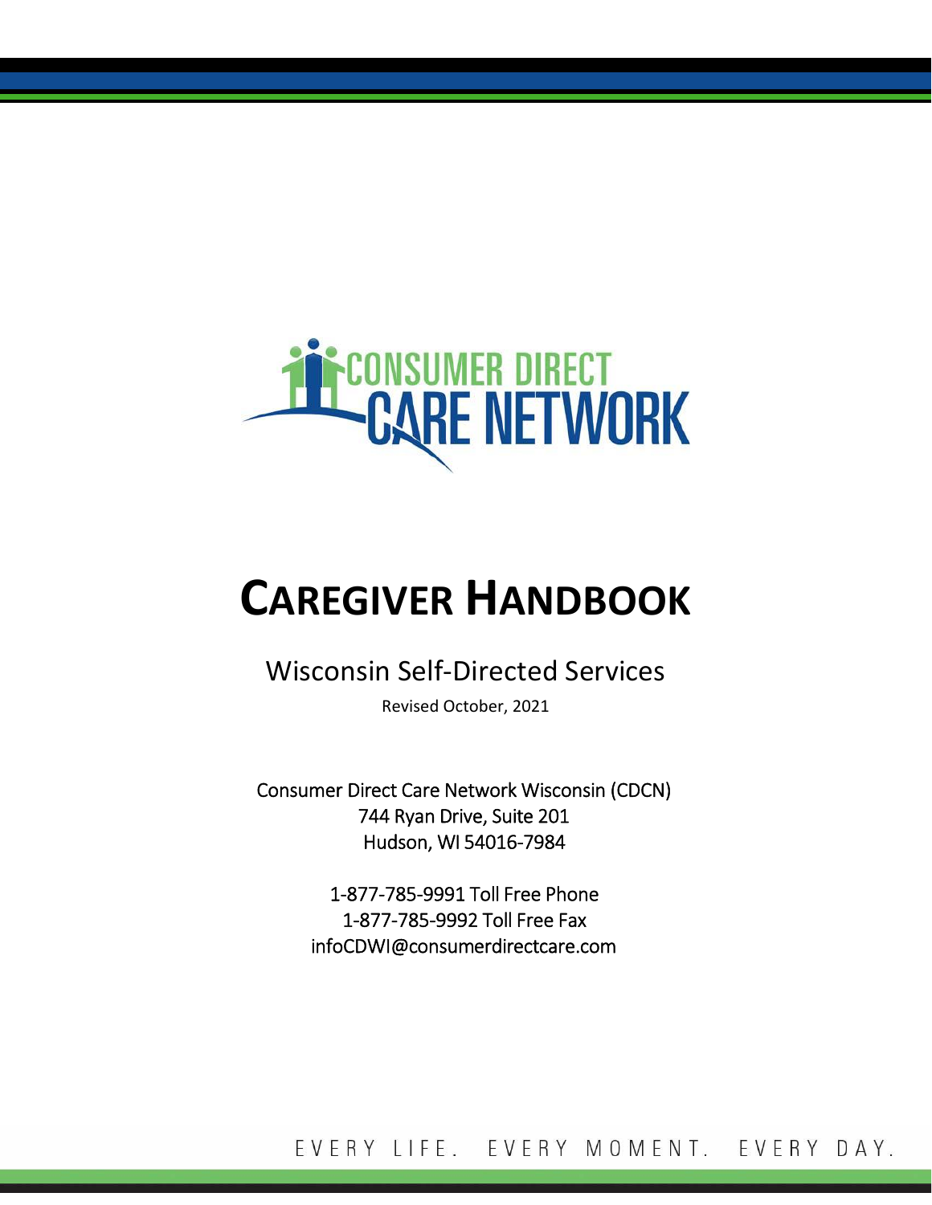CONSUMER DIRECT CARE NETWORK

# CAREGIVER HANDBOOK

## Wisconsin Self-Directed Services

Revised October, 2021

Consumer Direct Care Network Wisconsin (CDCN)
744 Ryan Drive, Suite 201
Hudson, WI 54016-7984

1-877-785-9991 Toll Free Phone
1-877-785-9992 Toll Free Fax
infoCDWI@consumerdirectcare.com

EVERY LIFE. EVERY MOMENT. EVERY DAY.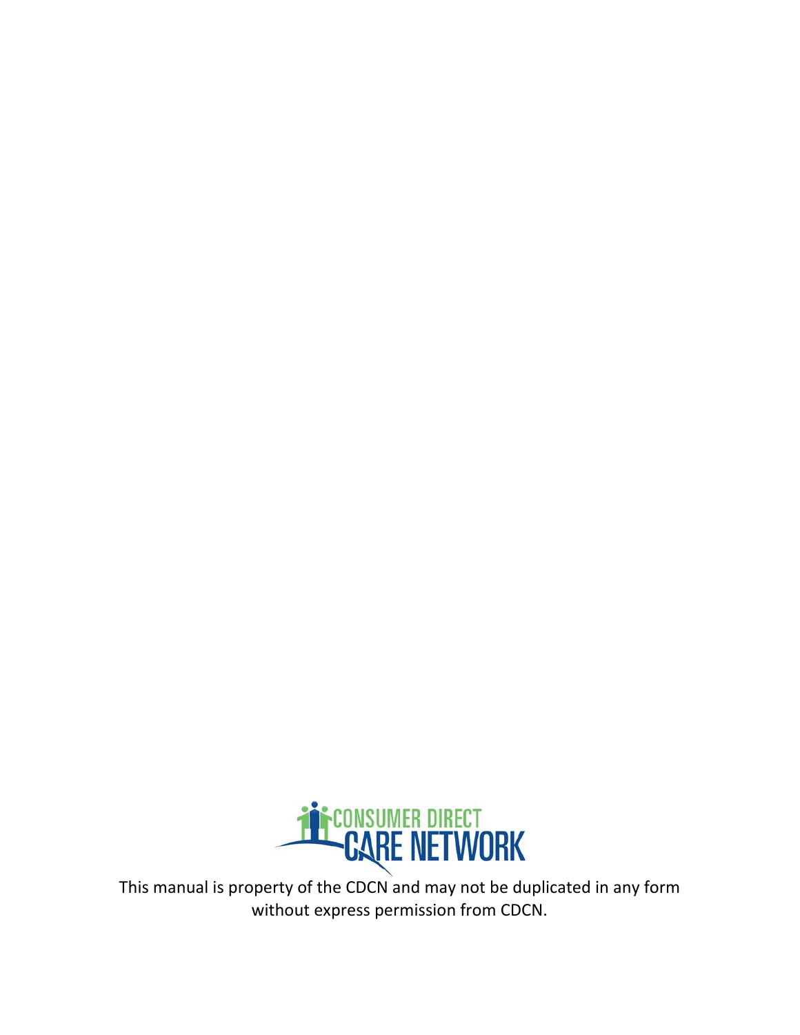This manual is property of the CDCN and may not be duplicated in any form without express permission from CDCN.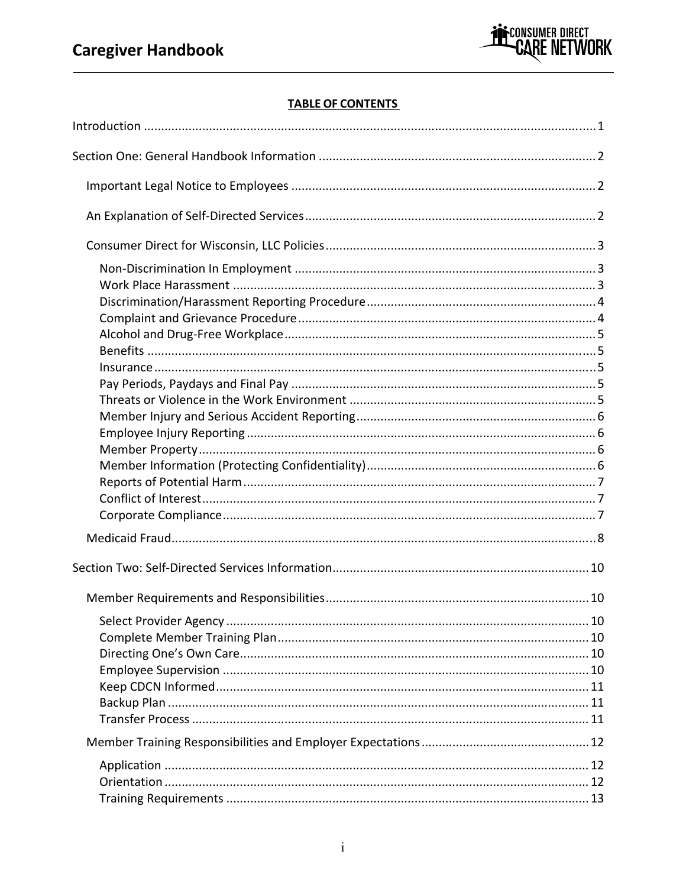**TABLE OF CONTENTS**

Introduction ..... 1

Section One: General Handbook Information ..... 2

- Important Legal Notice to Employees ..... 2
- An Explanation of Self-Directed Services ..... 2
- Consumer Direct for Wisconsin, LLC Policies ..... 3
  - Non-Discrimination In Employment ..... 3
  - Work Place Harassment ..... 3
  - Discrimination/Harassment Reporting Procedure ..... 4
  - Complaint and Grievance Procedure ..... 4
  - Alcohol and Drug-Free Workplace ..... 5
  - Benefits ..... 5
  - Insurance ..... 5
  - Pay Periods, Paydays and Final Pay ..... 5
  - Threats or Violence in the Work Environment ..... 5
  - Member Injury and Serious Accident Reporting ..... 6
  - Employee Injury Reporting ..... 6
  - Member Property ..... 6
  - Member Information (Protecting Confidentiality) ..... 6
  - Reports of Potential Harm ..... 7
  - Conflict of Interest ..... 7
  - Corporate Compliance ..... 7
- Medicaid Fraud ..... 8

Section Two: Self-Directed Services Information ..... 10

- Member Requirements and Responsibilities ..... 10
  - Select Provider Agency ..... 10
  - Complete Member Training Plan ..... 10
  - Directing One's Own Care ..... 10
  - Employee Supervision ..... 10
  - Keep CDCN Informed ..... 11
  - Backup Plan ..... 11
  - Transfer Process ..... 11
- Member Training Responsibilities and Employer Expectations ..... 12
  - Application ..... 12
  - Orientation ..... 12
  - Training Requirements ..... 13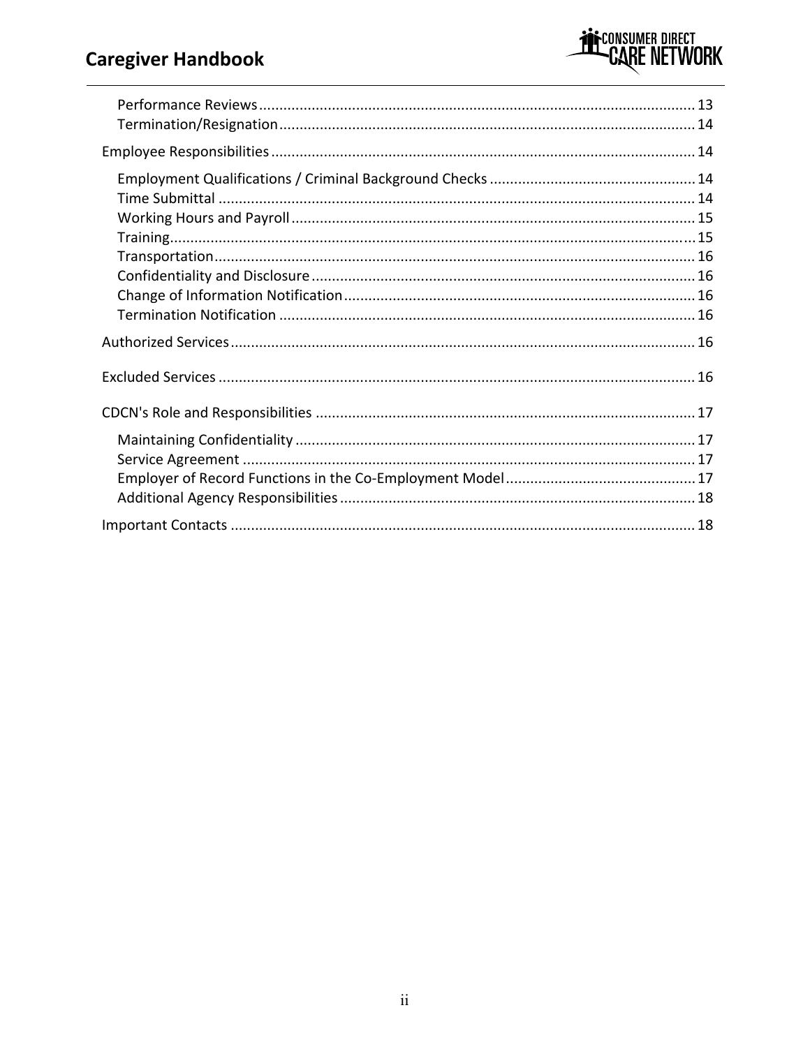- Performance Reviews ... 13
- Termination/Resignation ... 14

Employee Responsibilities ... 14

- Employment Qualifications / Criminal Background Checks ... 14
- Time Submittal ... 14
- Working Hours and Payroll ... 15
- Training ... 15
- Transportation ... 16
- Confidentiality and Disclosure ... 16
- Change of Information Notification ... 16
- Termination Notification ... 16

Authorized Services ... 16

Excluded Services ... 16

CDCN's Role and Responsibilities ... 17

- Maintaining Confidentiality ... 17
- Service Agreement ... 17
- Employer of Record Functions in the Co-Employment Model ... 17
- Additional Agency Responsibilities ... 18

Important Contacts ... 18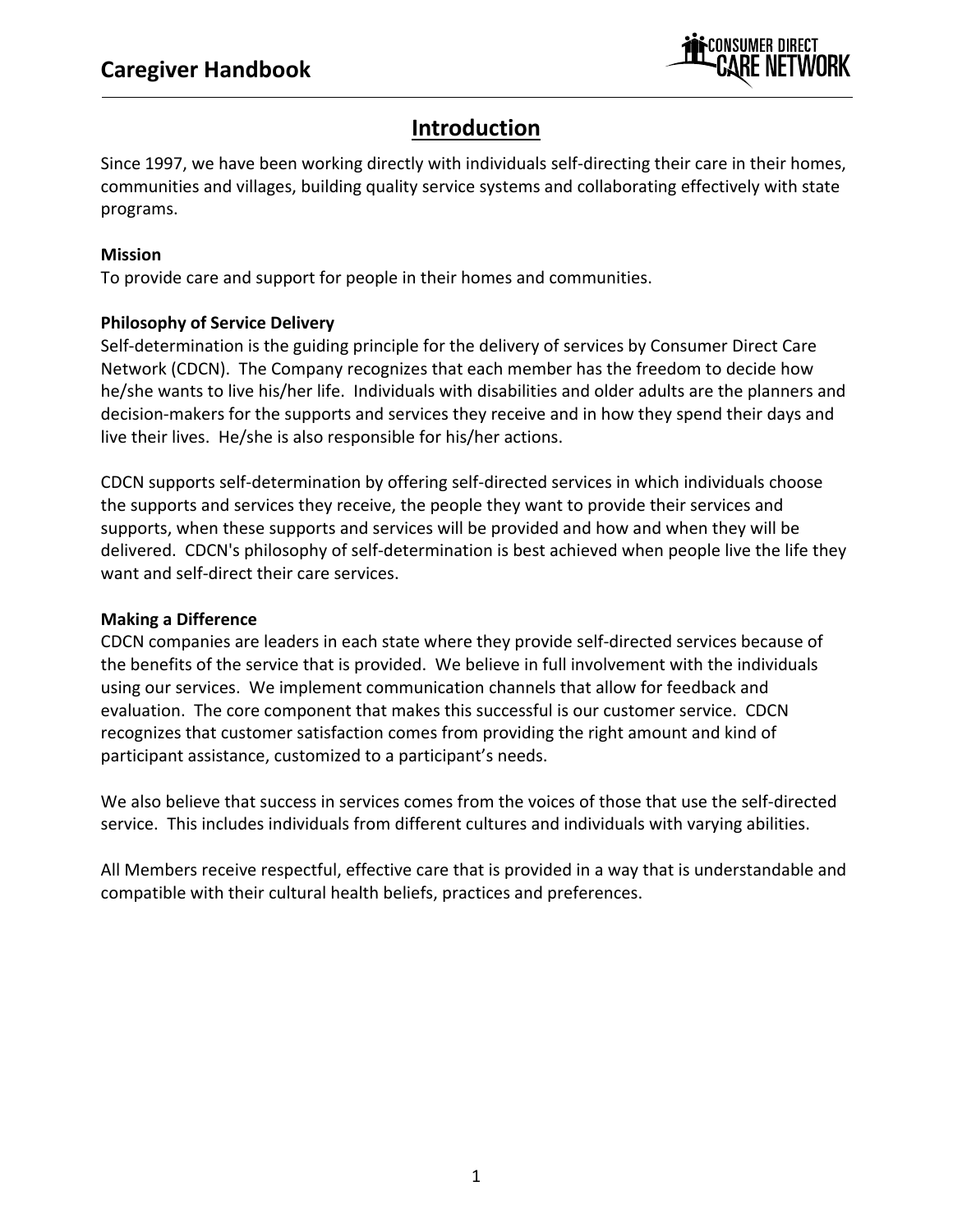# Introduction

Since 1997, we have been working directly with individuals self-directing their care in their homes, communities and villages, building quality service systems and collaborating effectively with state programs.

**Mission**
To provide care and support for people in their homes and communities.

**Philosophy of Service Delivery**
Self-determination is the guiding principle for the delivery of services by Consumer Direct Care Network (CDCN). The Company recognizes that each member has the freedom to decide how he/she wants to live his/her life. Individuals with disabilities and older adults are the planners and decision-makers for the supports and services they receive and in how they spend their days and live their lives. He/she is also responsible for his/her actions.

CDCN supports self-determination by offering self-directed services in which individuals choose the supports and services they receive, the people they want to provide their services and supports, when these supports and services will be provided and how and when they will be delivered. CDCN's philosophy of self-determination is best achieved when people live the life they want and self-direct their care services.

**Making a Difference**
CDCN companies are leaders in each state where they provide self-directed services because of the benefits of the service that is provided. We believe in full involvement with the individuals using our services. We implement communication channels that allow for feedback and evaluation. The core component that makes this successful is our customer service. CDCN recognizes that customer satisfaction comes from providing the right amount and kind of participant assistance, customized to a participant's needs.

We also believe that success in services comes from the voices of those that use the self-directed service. This includes individuals from different cultures and individuals with varying abilities.

All Members receive respectful, effective care that is provided in a way that is understandable and compatible with their cultural health beliefs, practices and preferences.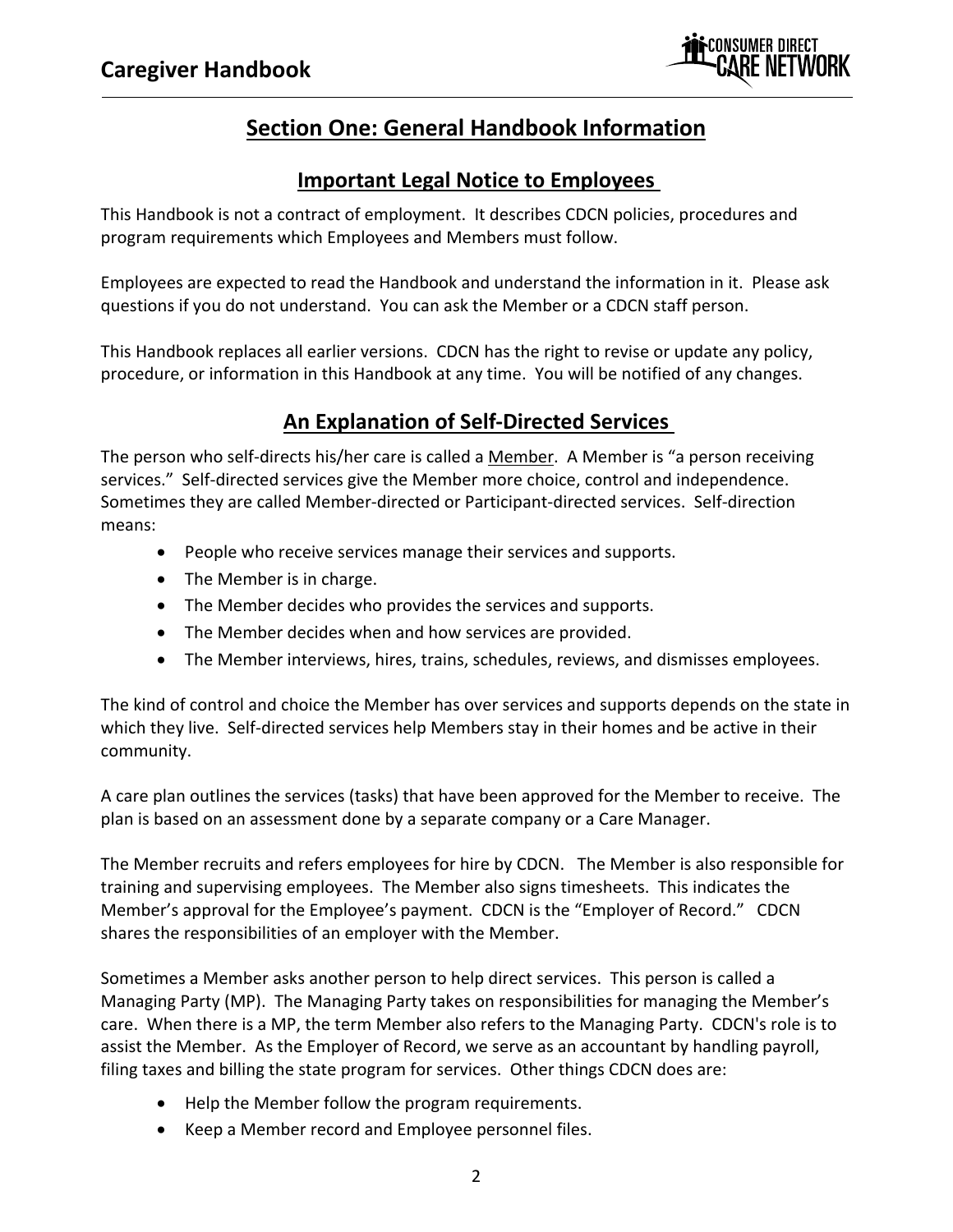# Section One: General Handbook Information

## Important Legal Notice to Employees

This Handbook is not a contract of employment. It describes CDCN policies, procedures and program requirements which Employees and Members must follow.

Employees are expected to read the Handbook and understand the information in it. Please ask questions if you do not understand. You can ask the Member or a CDCN staff person.

This Handbook replaces all earlier versions. CDCN has the right to revise or update any policy, procedure, or information in this Handbook at any time. You will be notified of any changes.

## An Explanation of Self-Directed Services

The person who self-directs his/her care is called a Member. A Member is "a person receiving services." Self-directed services give the Member more choice, control and independence. Sometimes they are called Member-directed or Participant-directed services. Self-direction means:

- People who receive services manage their services and supports.
- The Member is in charge.
- The Member decides who provides the services and supports.
- The Member decides when and how services are provided.
- The Member interviews, hires, trains, schedules, reviews, and dismisses employees.

The kind of control and choice the Member has over services and supports depends on the state in which they live. Self-directed services help Members stay in their homes and be active in their community.

A care plan outlines the services (tasks) that have been approved for the Member to receive. The plan is based on an assessment done by a separate company or a Care Manager.

The Member recruits and refers employees for hire by CDCN. The Member is also responsible for training and supervising employees. The Member also signs timesheets. This indicates the Member's approval for the Employee's payment. CDCN is the "Employer of Record." CDCN shares the responsibilities of an employer with the Member.

Sometimes a Member asks another person to help direct services. This person is called a Managing Party (MP). The Managing Party takes on responsibilities for managing the Member's care. When there is a MP, the term Member also refers to the Managing Party. CDCN's role is to assist the Member. As the Employer of Record, we serve as an accountant by handling payroll, filing taxes and billing the state program for services. Other things CDCN does are:

- Help the Member follow the program requirements.
- Keep a Member record and Employee personnel files.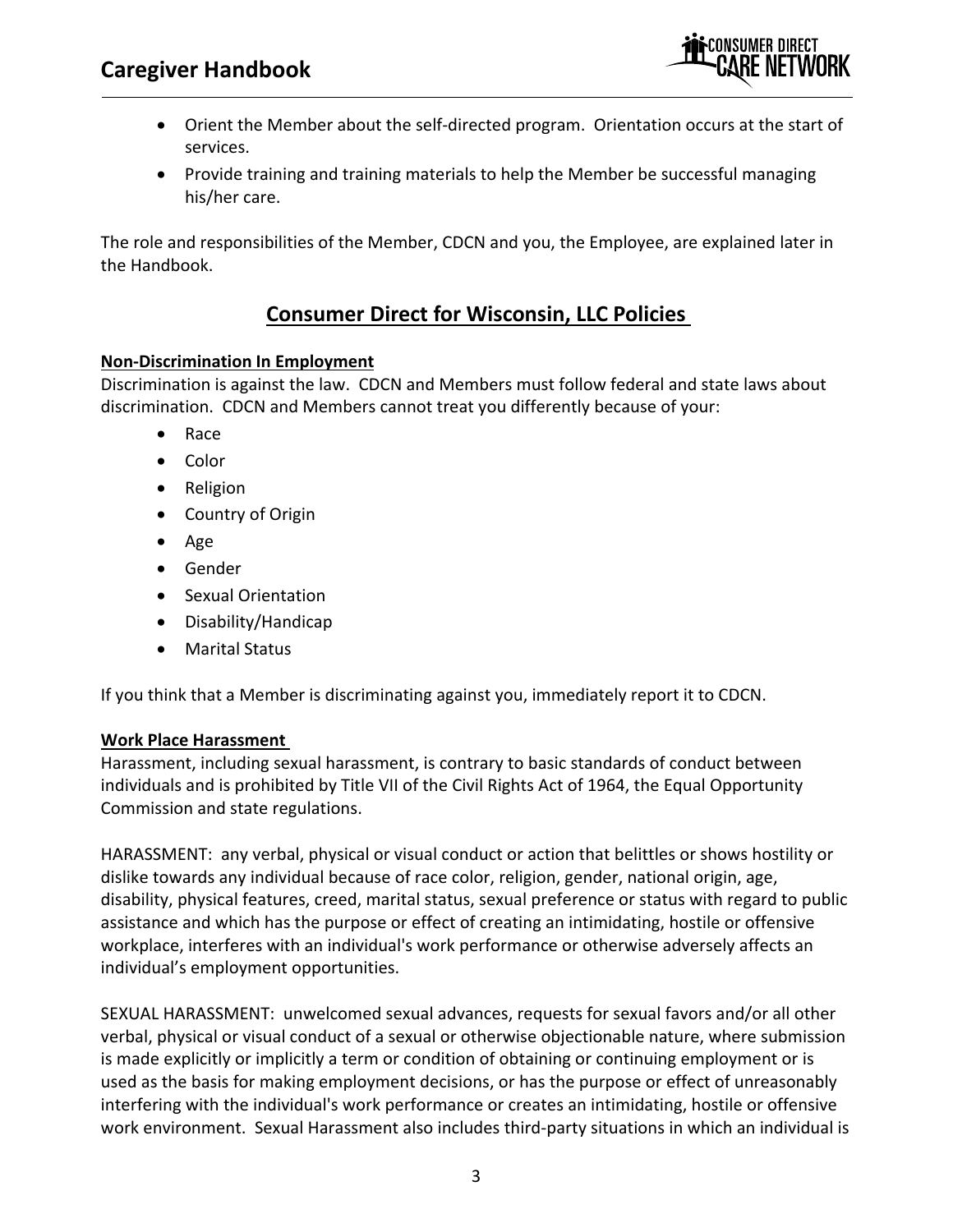- Orient the Member about the self-directed program. Orientation occurs at the start of services.
- Provide training and training materials to help the Member be successful managing his/her care.

The role and responsibilities of the Member, CDCN and you, the Employee, are explained later in the Handbook.

## Consumer Direct for Wisconsin, LLC Policies

**Non-Discrimination In Employment**

Discrimination is against the law. CDCN and Members must follow federal and state laws about discrimination. CDCN and Members cannot treat you differently because of your:

- Race
- Color
- Religion
- Country of Origin
- Age
- Gender
- Sexual Orientation
- Disability/Handicap
- Marital Status

If you think that a Member is discriminating against you, immediately report it to CDCN.

**Work Place Harassment**

Harassment, including sexual harassment, is contrary to basic standards of conduct between individuals and is prohibited by Title VII of the Civil Rights Act of 1964, the Equal Opportunity Commission and state regulations.

HARASSMENT: any verbal, physical or visual conduct or action that belittles or shows hostility or dislike towards any individual because of race color, religion, gender, national origin, age, disability, physical features, creed, marital status, sexual preference or status with regard to public assistance and which has the purpose or effect of creating an intimidating, hostile or offensive workplace, interferes with an individual's work performance or otherwise adversely affects an individual's employment opportunities.

SEXUAL HARASSMENT: unwelcomed sexual advances, requests for sexual favors and/or all other verbal, physical or visual conduct of a sexual or otherwise objectionable nature, where submission is made explicitly or implicitly a term or condition of obtaining or continuing employment or is used as the basis for making employment decisions, or has the purpose or effect of unreasonably interfering with the individual's work performance or creates an intimidating, hostile or offensive work environment. Sexual Harassment also includes third-party situations in which an individual is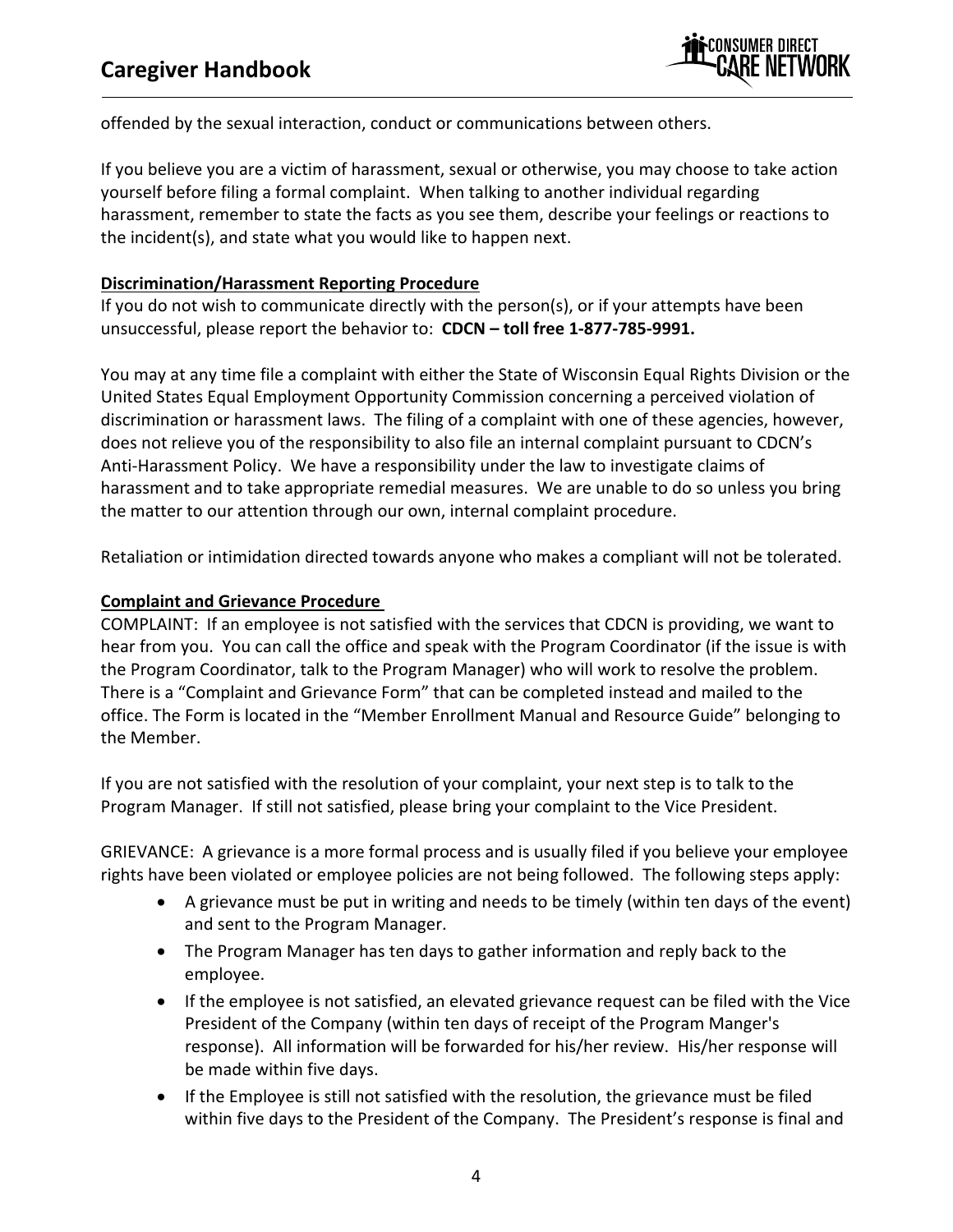offended by the sexual interaction, conduct or communications between others.

If you believe you are a victim of harassment, sexual or otherwise, you may choose to take action yourself before filing a formal complaint. When talking to another individual regarding harassment, remember to state the facts as you see them, describe your feelings or reactions to the incident(s), and state what you would like to happen next.

**Discrimination/Harassment Reporting Procedure**

If you do not wish to communicate directly with the person(s), or if your attempts have been unsuccessful, please report the behavior to: **CDCN – toll free 1-877-785-9991.**

You may at any time file a complaint with either the State of Wisconsin Equal Rights Division or the United States Equal Employment Opportunity Commission concerning a perceived violation of discrimination or harassment laws. The filing of a complaint with one of these agencies, however, does not relieve you of the responsibility to also file an internal complaint pursuant to CDCN's Anti-Harassment Policy. We have a responsibility under the law to investigate claims of harassment and to take appropriate remedial measures. We are unable to do so unless you bring the matter to our attention through our own, internal complaint procedure.

Retaliation or intimidation directed towards anyone who makes a compliant will not be tolerated.

**Complaint and Grievance Procedure**

COMPLAINT: If an employee is not satisfied with the services that CDCN is providing, we want to hear from you. You can call the office and speak with the Program Coordinator (if the issue is with the Program Coordinator, talk to the Program Manager) who will work to resolve the problem. There is a "Complaint and Grievance Form" that can be completed instead and mailed to the office. The Form is located in the "Member Enrollment Manual and Resource Guide" belonging to the Member.

If you are not satisfied with the resolution of your complaint, your next step is to talk to the Program Manager. If still not satisfied, please bring your complaint to the Vice President.

GRIEVANCE: A grievance is a more formal process and is usually filed if you believe your employee rights have been violated or employee policies are not being followed. The following steps apply:

- A grievance must be put in writing and needs to be timely (within ten days of the event) and sent to the Program Manager.
- The Program Manager has ten days to gather information and reply back to the employee.
- If the employee is not satisfied, an elevated grievance request can be filed with the Vice President of the Company (within ten days of receipt of the Program Manger's response). All information will be forwarded for his/her review. His/her response will be made within five days.
- If the Employee is still not satisfied with the resolution, the grievance must be filed within five days to the President of the Company. The President's response is final and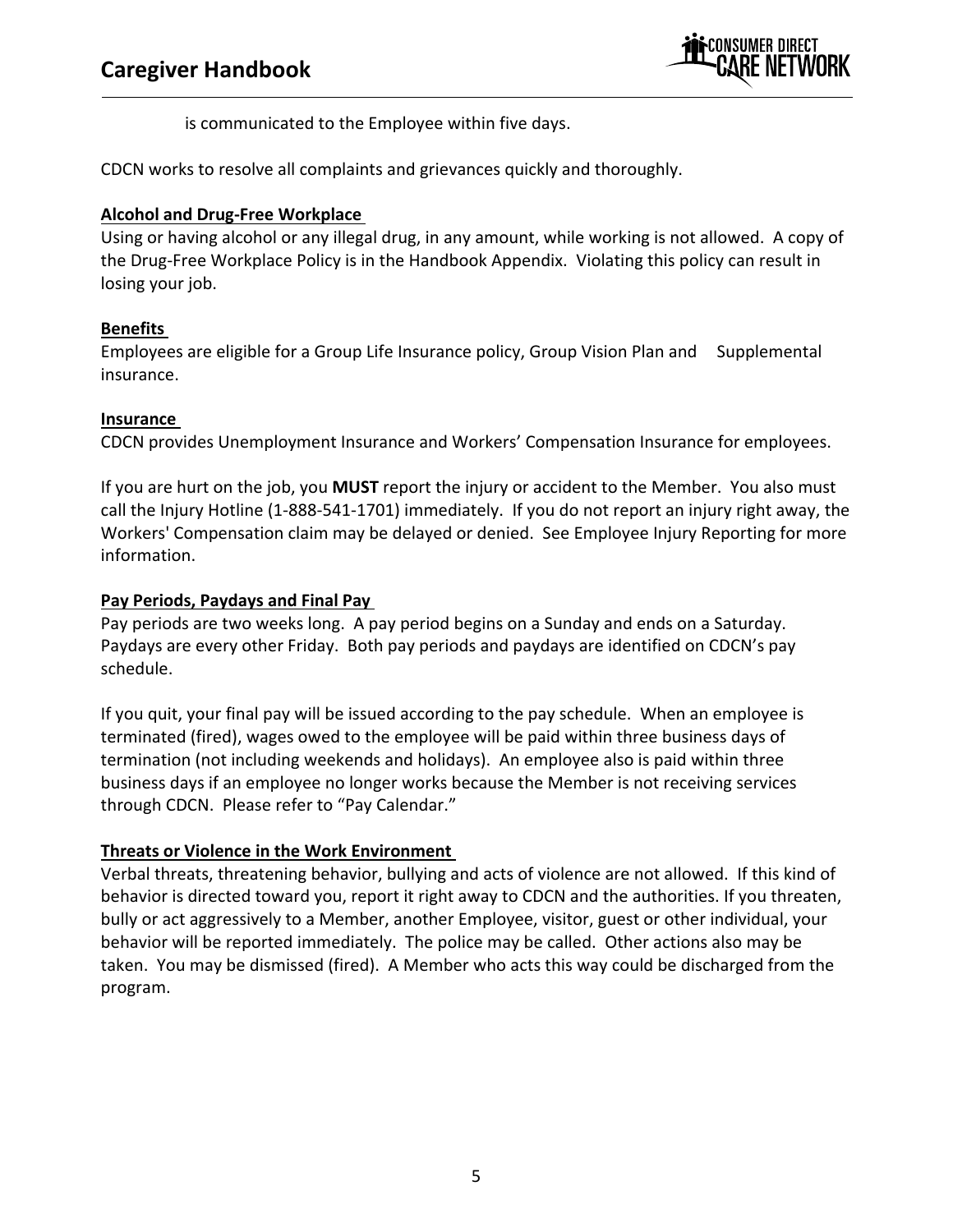is communicated to the Employee within five days.

CDCN works to resolve all complaints and grievances quickly and thoroughly.

**Alcohol and Drug-Free Workplace**

Using or having alcohol or any illegal drug, in any amount, while working is not allowed. A copy of the Drug-Free Workplace Policy is in the Handbook Appendix. Violating this policy can result in losing your job.

**Benefits**

Employees are eligible for a Group Life Insurance policy, Group Vision Plan and Supplemental insurance.

**Insurance**

CDCN provides Unemployment Insurance and Workers' Compensation Insurance for employees.

If you are hurt on the job, you **MUST** report the injury or accident to the Member. You also must call the Injury Hotline (1-888-541-1701) immediately. If you do not report an injury right away, the Workers' Compensation claim may be delayed or denied. See Employee Injury Reporting for more information.

**Pay Periods, Paydays and Final Pay**

Pay periods are two weeks long. A pay period begins on a Sunday and ends on a Saturday. Paydays are every other Friday. Both pay periods and paydays are identified on CDCN's pay schedule.

If you quit, your final pay will be issued according to the pay schedule. When an employee is terminated (fired), wages owed to the employee will be paid within three business days of termination (not including weekends and holidays). An employee also is paid within three business days if an employee no longer works because the Member is not receiving services through CDCN. Please refer to "Pay Calendar."

**Threats or Violence in the Work Environment**

Verbal threats, threatening behavior, bullying and acts of violence are not allowed. If this kind of behavior is directed toward you, report it right away to CDCN and the authorities. If you threaten, bully or act aggressively to a Member, another Employee, visitor, guest or other individual, your behavior will be reported immediately. The police may be called. Other actions also may be taken. You may be dismissed (fired). A Member who acts this way could be discharged from the program.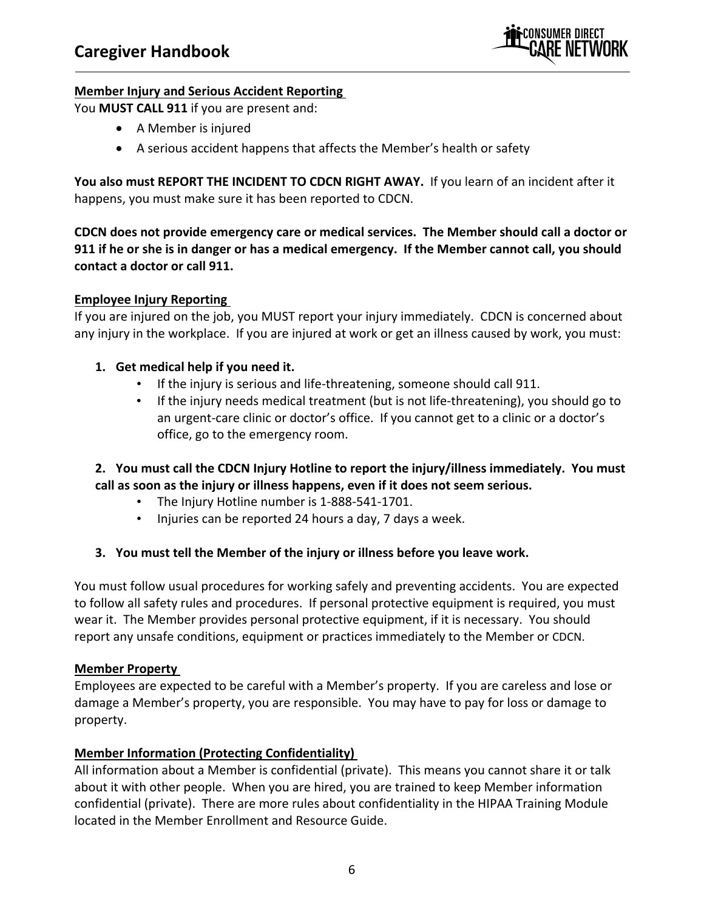**Member Injury and Serious Accident Reporting**

You **MUST CALL 911** if you are present and:

- A Member is injured
- A serious accident happens that affects the Member's health or safety

**You also must REPORT THE INCIDENT TO CDCN RIGHT AWAY.** If you learn of an incident after it happens, you must make sure it has been reported to CDCN.

**CDCN does not provide emergency care or medical services. The Member should call a doctor or 911 if he or she is in danger or has a medical emergency. If the Member cannot call, you should contact a doctor or call 911.**

**Employee Injury Reporting**

If you are injured on the job, you MUST report your injury immediately. CDCN is concerned about any injury in the workplace. If you are injured at work or get an illness caused by work, you must:

1. **Get medical help if you need it.**
   - If the injury is serious and life-threatening, someone should call 911.
   - If the injury needs medical treatment (but is not life-threatening), you should go to an urgent-care clinic or doctor's office. If you cannot get to a clinic or a doctor's office, go to the emergency room.

2. **You must call the CDCN Injury Hotline to report the injury/illness immediately. You must call as soon as the injury or illness happens, even if it does not seem serious.**
   - The Injury Hotline number is 1-888-541-1701.
   - Injuries can be reported 24 hours a day, 7 days a week.

3. **You must tell the Member of the injury or illness before you leave work.**

You must follow usual procedures for working safely and preventing accidents. You are expected to follow all safety rules and procedures. If personal protective equipment is required, you must wear it. The Member provides personal protective equipment, if it is necessary. You should report any unsafe conditions, equipment or practices immediately to the Member or CDCN.

**Member Property**

Employees are expected to be careful with a Member's property. If you are careless and lose or damage a Member's property, you are responsible. You may have to pay for loss or damage to property.

**Member Information (Protecting Confidentiality)**

All information about a Member is confidential (private). This means you cannot share it or talk about it with other people. When you are hired, you are trained to keep Member information confidential (private). There are more rules about confidentiality in the HIPAA Training Module located in the Member Enrollment and Resource Guide.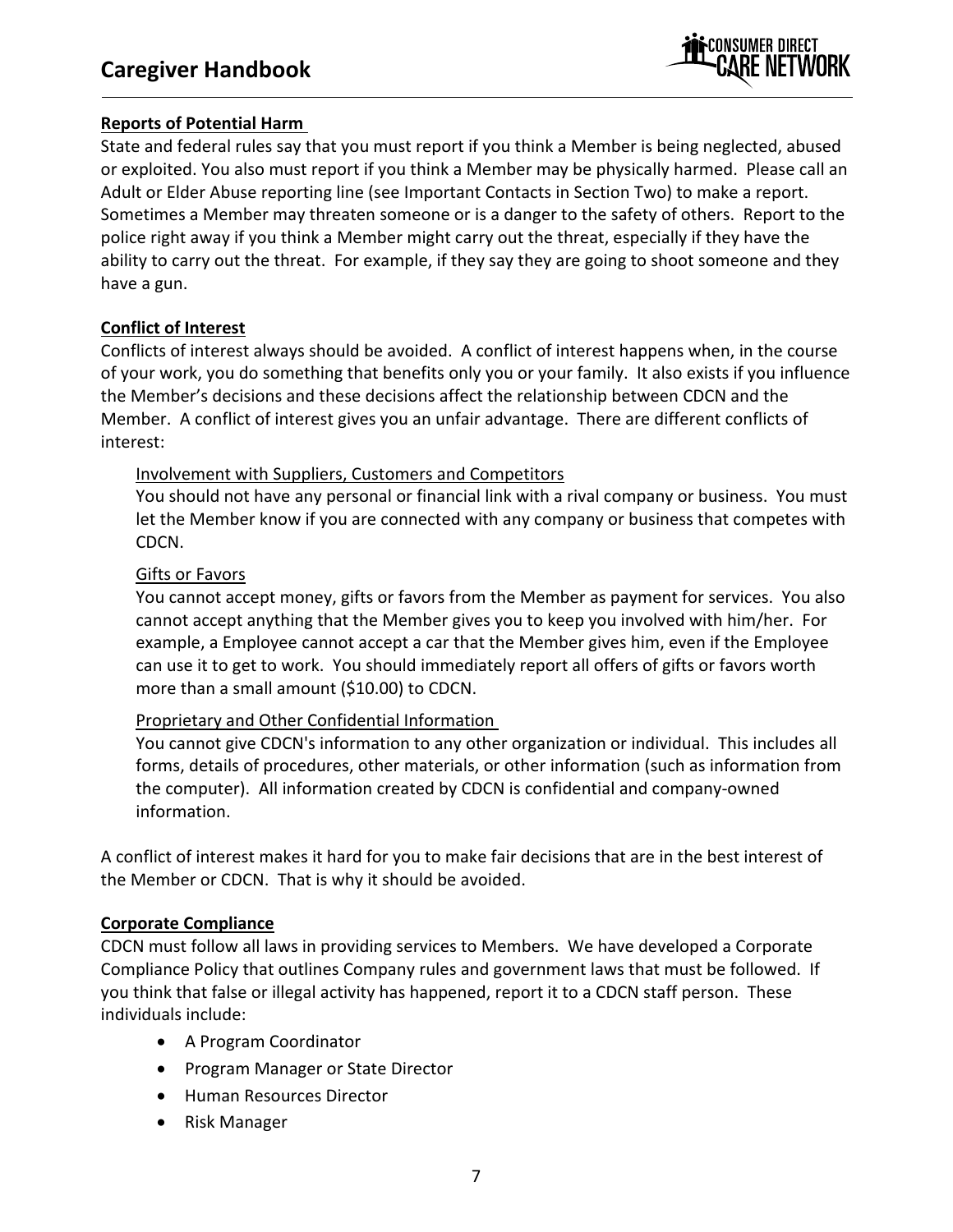## Reports of Potential Harm

State and federal rules say that you must report if you think a Member is being neglected, abused or exploited. You also must report if you think a Member may be physically harmed. Please call an Adult or Elder Abuse reporting line (see Important Contacts in Section Two) to make a report. Sometimes a Member may threaten someone or is a danger to the safety of others. Report to the police right away if you think a Member might carry out the threat, especially if they have the ability to carry out the threat. For example, if they say they are going to shoot someone and they have a gun.

## Conflict of Interest

Conflicts of interest always should be avoided. A conflict of interest happens when, in the course of your work, you do something that benefits only you or your family. It also exists if you influence the Member's decisions and these decisions affect the relationship between CDCN and the Member. A conflict of interest gives you an unfair advantage. There are different conflicts of interest:

### Involvement with Suppliers, Customers and Competitors

You should not have any personal or financial link with a rival company or business. You must let the Member know if you are connected with any company or business that competes with CDCN.

### Gifts or Favors

You cannot accept money, gifts or favors from the Member as payment for services. You also cannot accept anything that the Member gives you to keep you involved with him/her. For example, a Employee cannot accept a car that the Member gives him, even if the Employee can use it to get to work. You should immediately report all offers of gifts or favors worth more than a small amount ($10.00) to CDCN.

### Proprietary and Other Confidential Information

You cannot give CDCN's information to any other organization or individual. This includes all forms, details of procedures, other materials, or other information (such as information from the computer). All information created by CDCN is confidential and company-owned information.

A conflict of interest makes it hard for you to make fair decisions that are in the best interest of the Member or CDCN. That is why it should be avoided.

## Corporate Compliance

CDCN must follow all laws in providing services to Members. We have developed a Corporate Compliance Policy that outlines Company rules and government laws that must be followed. If you think that false or illegal activity has happened, report it to a CDCN staff person. These individuals include:

- A Program Coordinator
- Program Manager or State Director
- Human Resources Director
- Risk Manager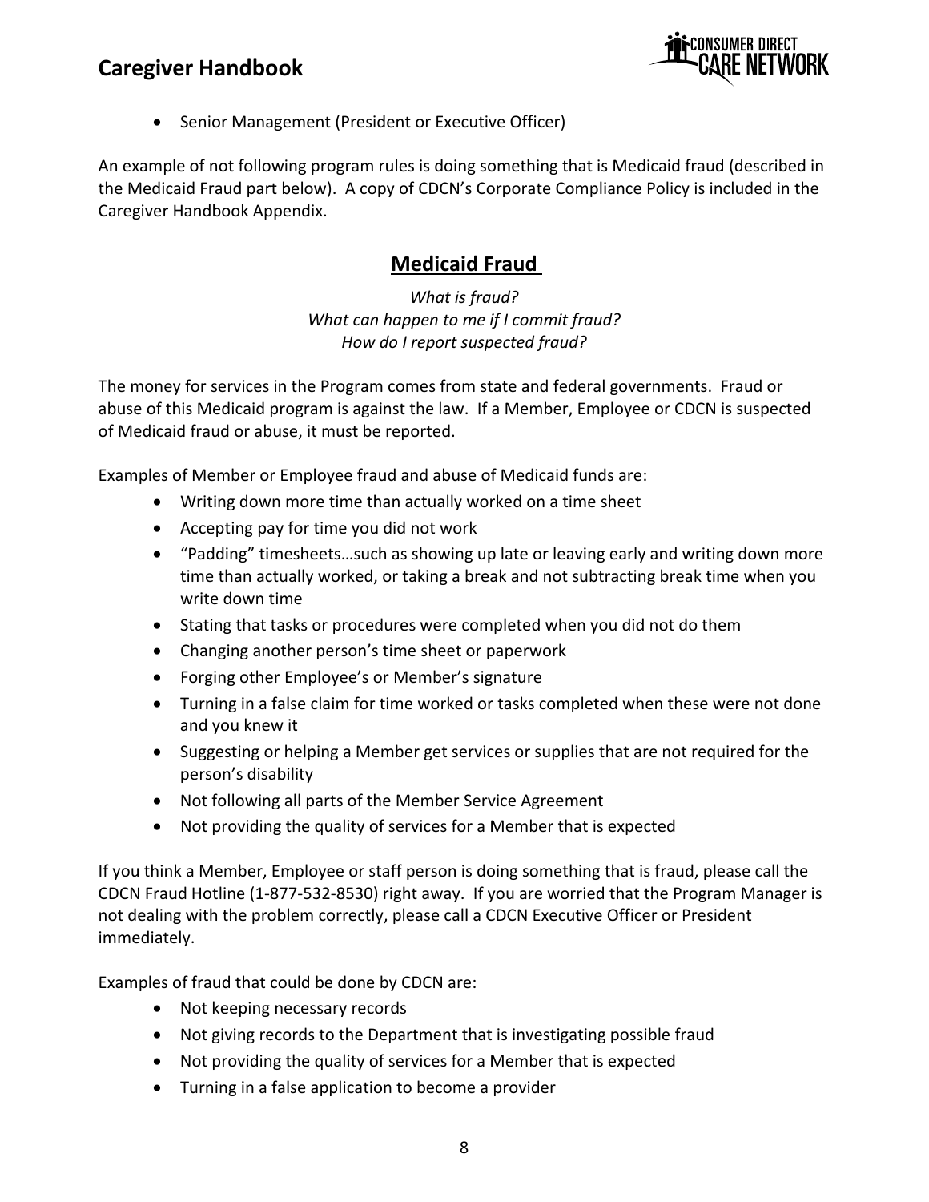- Senior Management (President or Executive Officer)

An example of not following program rules is doing something that is Medicaid fraud (described in the Medicaid Fraud part below). A copy of CDCN's Corporate Compliance Policy is included in the Caregiver Handbook Appendix.

## Medicaid Fraud

*What is fraud?*
*What can happen to me if I commit fraud?*
*How do I report suspected fraud?*

The money for services in the Program comes from state and federal governments. Fraud or abuse of this Medicaid program is against the law. If a Member, Employee or CDCN is suspected of Medicaid fraud or abuse, it must be reported.

Examples of Member or Employee fraud and abuse of Medicaid funds are:

- Writing down more time than actually worked on a time sheet
- Accepting pay for time you did not work
- "Padding" timesheets…such as showing up late or leaving early and writing down more time than actually worked, or taking a break and not subtracting break time when you write down time
- Stating that tasks or procedures were completed when you did not do them
- Changing another person's time sheet or paperwork
- Forging other Employee's or Member's signature
- Turning in a false claim for time worked or tasks completed when these were not done and you knew it
- Suggesting or helping a Member get services or supplies that are not required for the person's disability
- Not following all parts of the Member Service Agreement
- Not providing the quality of services for a Member that is expected

If you think a Member, Employee or staff person is doing something that is fraud, please call the CDCN Fraud Hotline (1-877-532-8530) right away. If you are worried that the Program Manager is not dealing with the problem correctly, please call a CDCN Executive Officer or President immediately.

Examples of fraud that could be done by CDCN are:

- Not keeping necessary records
- Not giving records to the Department that is investigating possible fraud
- Not providing the quality of services for a Member that is expected
- Turning in a false application to become a provider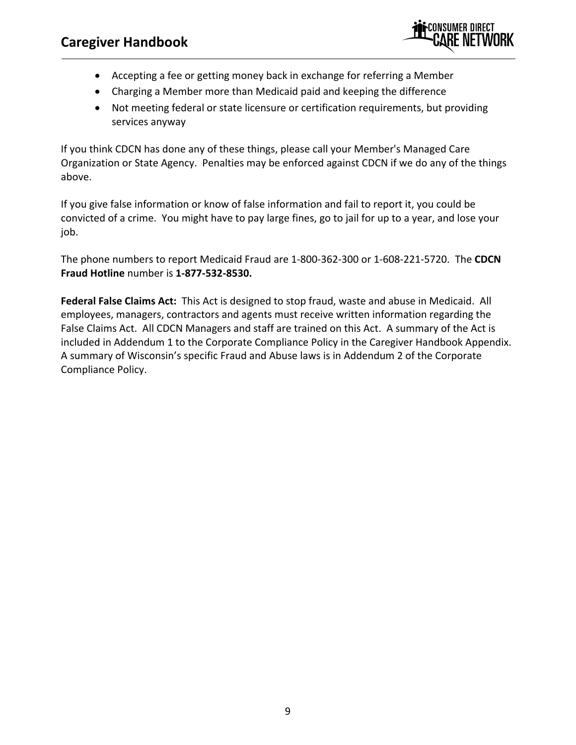- Accepting a fee or getting money back in exchange for referring a Member
- Charging a Member more than Medicaid paid and keeping the difference
- Not meeting federal or state licensure or certification requirements, but providing services anyway

If you think CDCN has done any of these things, please call your Member's Managed Care Organization or State Agency. Penalties may be enforced against CDCN if we do any of the things above.

If you give false information or know of false information and fail to report it, you could be convicted of a crime. You might have to pay large fines, go to jail for up to a year, and lose your job.

The phone numbers to report Medicaid Fraud are 1-800-362-300 or 1-608-221-5720. The **CDCN Fraud Hotline** number is **1-877-532-8530.**

**Federal False Claims Act:** This Act is designed to stop fraud, waste and abuse in Medicaid. All employees, managers, contractors and agents must receive written information regarding the False Claims Act. All CDCN Managers and staff are trained on this Act. A summary of the Act is included in Addendum 1 to the Corporate Compliance Policy in the Caregiver Handbook Appendix. A summary of Wisconsin's specific Fraud and Abuse laws is in Addendum 2 of the Corporate Compliance Policy.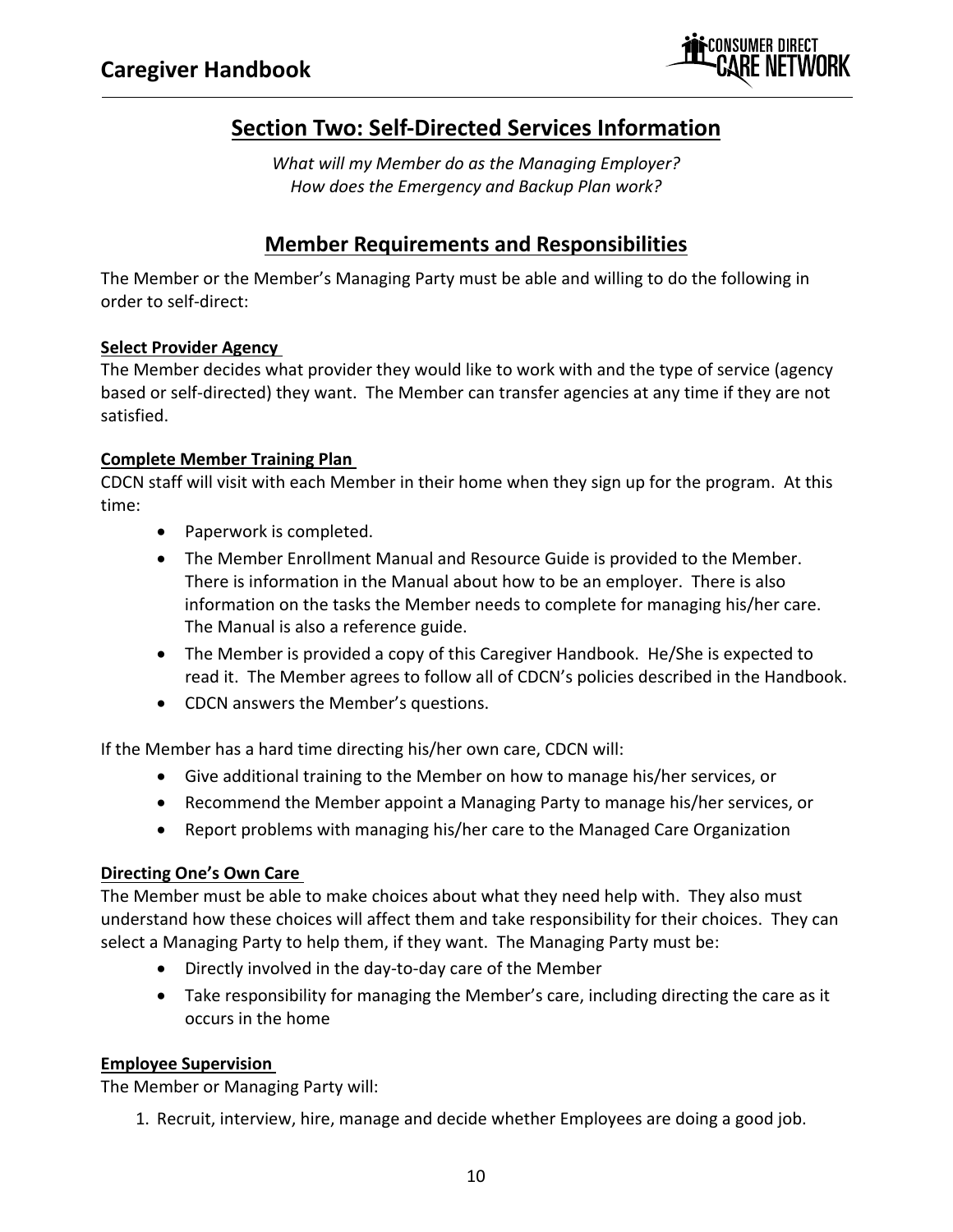## Section Two: Self-Directed Services Information

*What will my Member do as the Managing Employer?*
*How does the Emergency and Backup Plan work?*

## Member Requirements and Responsibilities

The Member or the Member's Managing Party must be able and willing to do the following in order to self-direct:

### Select Provider Agency

The Member decides what provider they would like to work with and the type of service (agency based or self-directed) they want. The Member can transfer agencies at any time if they are not satisfied.

### Complete Member Training Plan

CDCN staff will visit with each Member in their home when they sign up for the program. At this time:

- Paperwork is completed.
- The Member Enrollment Manual and Resource Guide is provided to the Member. There is information in the Manual about how to be an employer. There is also information on the tasks the Member needs to complete for managing his/her care. The Manual is also a reference guide.
- The Member is provided a copy of this Caregiver Handbook. He/She is expected to read it. The Member agrees to follow all of CDCN's policies described in the Handbook.
- CDCN answers the Member's questions.

If the Member has a hard time directing his/her own care, CDCN will:

- Give additional training to the Member on how to manage his/her services, or
- Recommend the Member appoint a Managing Party to manage his/her services, or
- Report problems with managing his/her care to the Managed Care Organization

### Directing One's Own Care

The Member must be able to make choices about what they need help with. They also must understand how these choices will affect them and take responsibility for their choices. They can select a Managing Party to help them, if they want. The Managing Party must be:

- Directly involved in the day-to-day care of the Member
- Take responsibility for managing the Member's care, including directing the care as it occurs in the home

### Employee Supervision

The Member or Managing Party will:

1. Recruit, interview, hire, manage and decide whether Employees are doing a good job.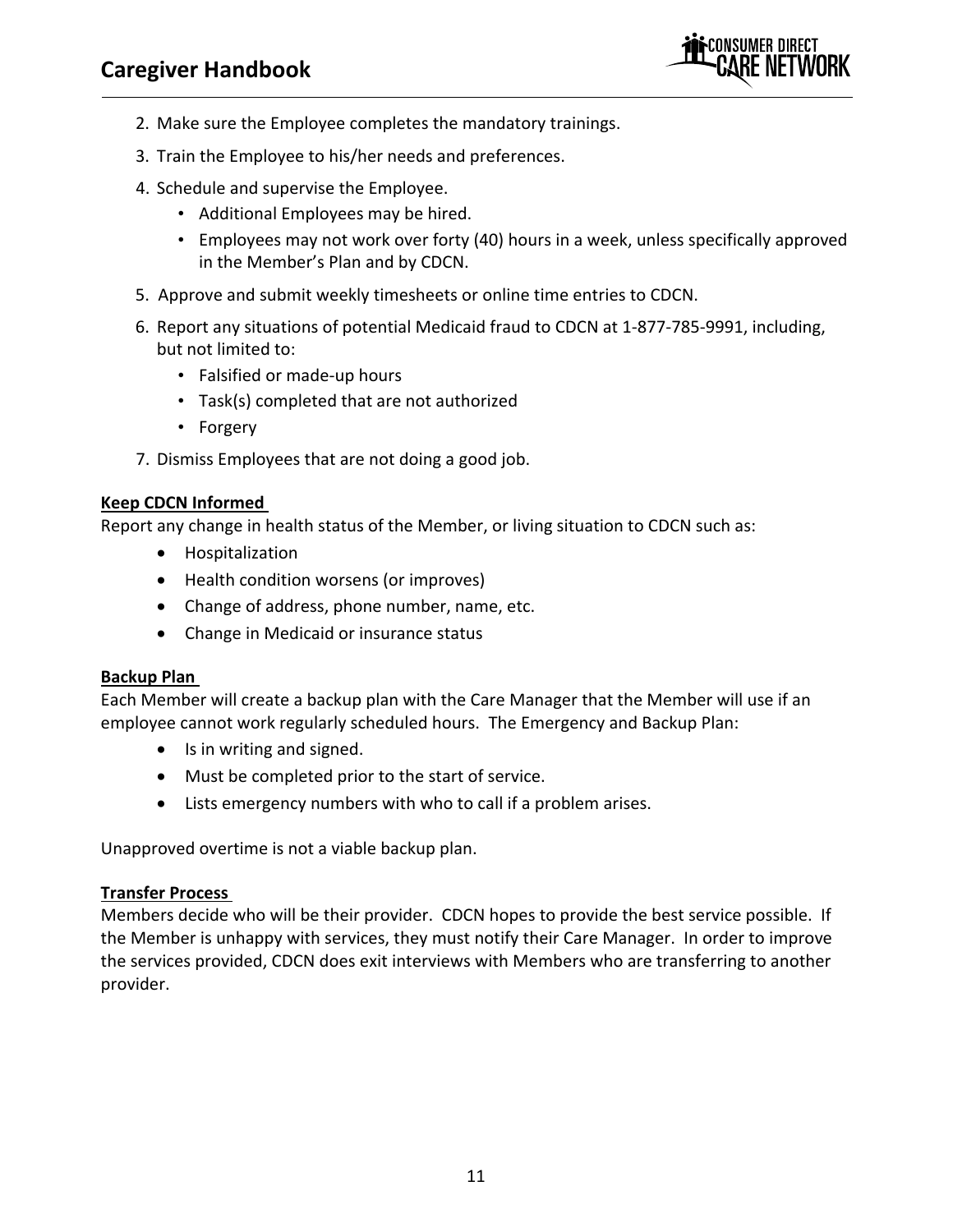2. Make sure the Employee completes the mandatory trainings.
3. Train the Employee to his/her needs and preferences.
4. Schedule and supervise the Employee.
   - Additional Employees may be hired.
   - Employees may not work over forty (40) hours in a week, unless specifically approved in the Member's Plan and by CDCN.
5. Approve and submit weekly timesheets or online time entries to CDCN.
6. Report any situations of potential Medicaid fraud to CDCN at 1-877-785-9991, including, but not limited to:
   - Falsified or made-up hours
   - Task(s) completed that are not authorized
   - Forgery
7. Dismiss Employees that are not doing a good job.

**Keep CDCN Informed**

Report any change in health status of the Member, or living situation to CDCN such as:

- Hospitalization
- Health condition worsens (or improves)
- Change of address, phone number, name, etc.
- Change in Medicaid or insurance status

**Backup Plan**

Each Member will create a backup plan with the Care Manager that the Member will use if an employee cannot work regularly scheduled hours. The Emergency and Backup Plan:

- Is in writing and signed.
- Must be completed prior to the start of service.
- Lists emergency numbers with who to call if a problem arises.

Unapproved overtime is not a viable backup plan.

**Transfer Process**

Members decide who will be their provider. CDCN hopes to provide the best service possible. If the Member is unhappy with services, they must notify their Care Manager. In order to improve the services provided, CDCN does exit interviews with Members who are transferring to another provider.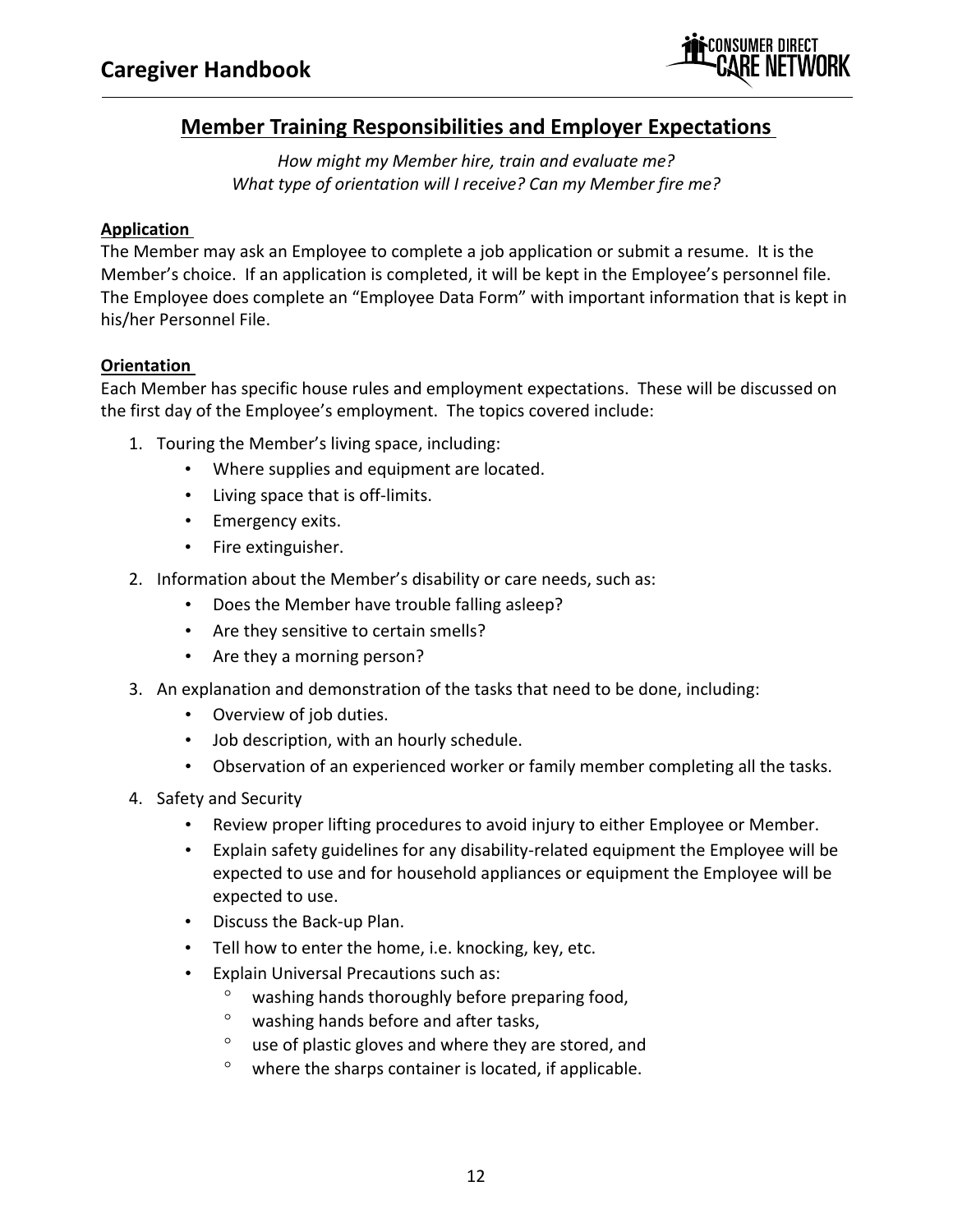## Member Training Responsibilities and Employer Expectations

*How might my Member hire, train and evaluate me?*
*What type of orientation will I receive? Can my Member fire me?*

### Application

The Member may ask an Employee to complete a job application or submit a resume. It is the Member's choice. If an application is completed, it will be kept in the Employee's personnel file. The Employee does complete an "Employee Data Form" with important information that is kept in his/her Personnel File.

### Orientation

Each Member has specific house rules and employment expectations. These will be discussed on the first day of the Employee's employment. The topics covered include:

1. Touring the Member's living space, including:
   - Where supplies and equipment are located.
   - Living space that is off-limits.
   - Emergency exits.
   - Fire extinguisher.
2. Information about the Member's disability or care needs, such as:
   - Does the Member have trouble falling asleep?
   - Are they sensitive to certain smells?
   - Are they a morning person?
3. An explanation and demonstration of the tasks that need to be done, including:
   - Overview of job duties.
   - Job description, with an hourly schedule.
   - Observation of an experienced worker or family member completing all the tasks.
4. Safety and Security
   - Review proper lifting procedures to avoid injury to either Employee or Member.
   - Explain safety guidelines for any disability-related equipment the Employee will be expected to use and for household appliances or equipment the Employee will be expected to use.
   - Discuss the Back-up Plan.
   - Tell how to enter the home, i.e. knocking, key, etc.
   - Explain Universal Precautions such as:
     - washing hands thoroughly before preparing food,
     - washing hands before and after tasks,
     - use of plastic gloves and where they are stored, and
     - where the sharps container is located, if applicable.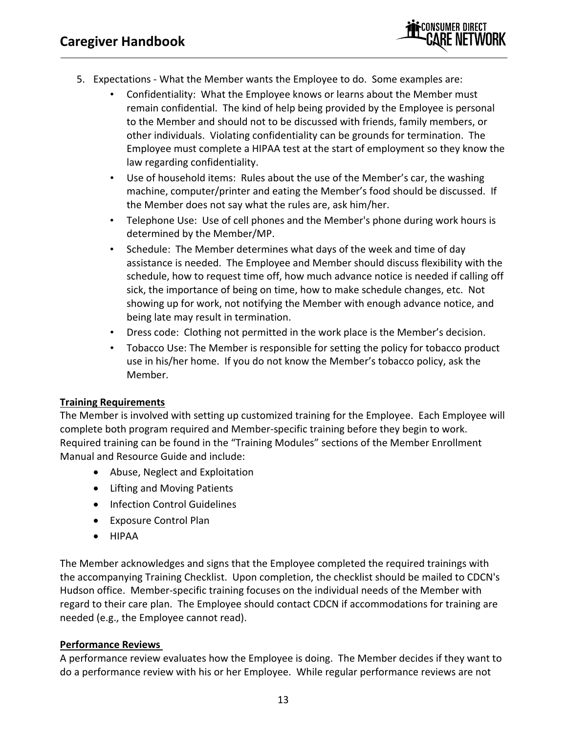5. Expectations - What the Member wants the Employee to do. Some examples are:
    - Confidentiality: What the Employee knows or learns about the Member must remain confidential. The kind of help being provided by the Employee is personal to the Member and should not to be discussed with friends, family members, or other individuals. Violating confidentiality can be grounds for termination. The Employee must complete a HIPAA test at the start of employment so they know the law regarding confidentiality.
    - Use of household items: Rules about the use of the Member's car, the washing machine, computer/printer and eating the Member's food should be discussed. If the Member does not say what the rules are, ask him/her.
    - Telephone Use: Use of cell phones and the Member's phone during work hours is determined by the Member/MP.
    - Schedule: The Member determines what days of the week and time of day assistance is needed. The Employee and Member should discuss flexibility with the schedule, how to request time off, how much advance notice is needed if calling off sick, the importance of being on time, how to make schedule changes, etc. Not showing up for work, not notifying the Member with enough advance notice, and being late may result in termination.
    - Dress code: Clothing not permitted in the work place is the Member's decision.
    - Tobacco Use: The Member is responsible for setting the policy for tobacco product use in his/her home. If you do not know the Member's tobacco policy, ask the Member.

**Training Requirements**

The Member is involved with setting up customized training for the Employee. Each Employee will complete both program required and Member-specific training before they begin to work. Required training can be found in the "Training Modules" sections of the Member Enrollment Manual and Resource Guide and include:

- Abuse, Neglect and Exploitation
- Lifting and Moving Patients
- Infection Control Guidelines
- Exposure Control Plan
- HIPAA

The Member acknowledges and signs that the Employee completed the required trainings with the accompanying Training Checklist. Upon completion, the checklist should be mailed to CDCN's Hudson office. Member-specific training focuses on the individual needs of the Member with regard to their care plan. The Employee should contact CDCN if accommodations for training are needed (e.g., the Employee cannot read).

**Performance Reviews**

A performance review evaluates how the Employee is doing. The Member decides if they want to do a performance review with his or her Employee. While regular performance reviews are not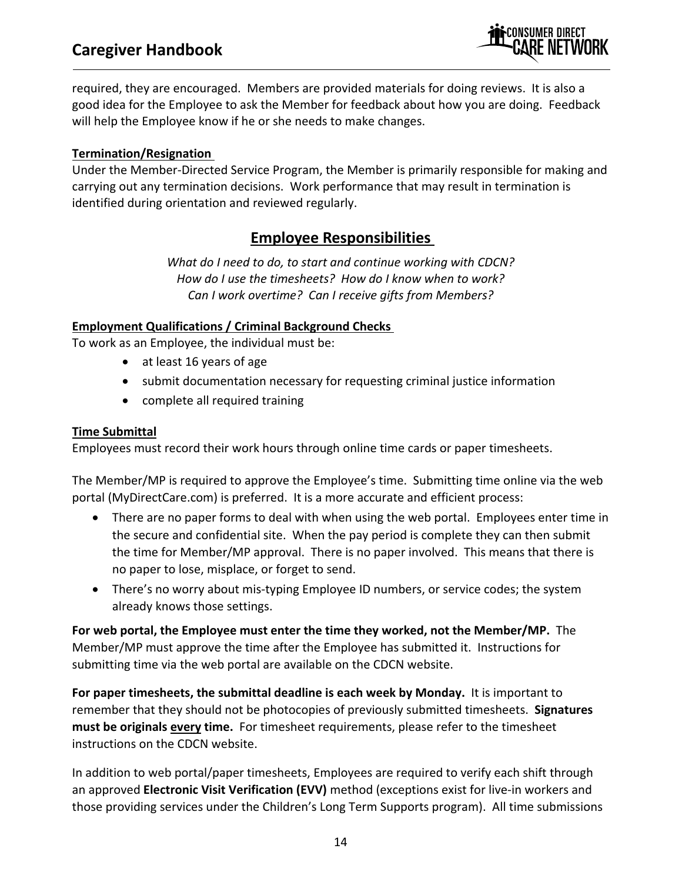required, they are encouraged. Members are provided materials for doing reviews. It is also a good idea for the Employee to ask the Member for feedback about how you are doing. Feedback will help the Employee know if he or she needs to make changes.

**Termination/Resignation**

Under the Member-Directed Service Program, the Member is primarily responsible for making and carrying out any termination decisions. Work performance that may result in termination is identified during orientation and reviewed regularly.

## Employee Responsibilities

*What do I need to do, to start and continue working with CDCN?*
*How do I use the timesheets? How do I know when to work?*
*Can I work overtime? Can I receive gifts from Members?*

**Employment Qualifications / Criminal Background Checks**

To work as an Employee, the individual must be:

- at least 16 years of age
- submit documentation necessary for requesting criminal justice information
- complete all required training

**Time Submittal**

Employees must record their work hours through online time cards or paper timesheets.

The Member/MP is required to approve the Employee's time. Submitting time online via the web portal (MyDirectCare.com) is preferred. It is a more accurate and efficient process:

- There are no paper forms to deal with when using the web portal. Employees enter time in the secure and confidential site. When the pay period is complete they can then submit the time for Member/MP approval. There is no paper involved. This means that there is no paper to lose, misplace, or forget to send.
- There's no worry about mis-typing Employee ID numbers, or service codes; the system already knows those settings.

**For web portal, the Employee must enter the time they worked, not the Member/MP.** The Member/MP must approve the time after the Employee has submitted it. Instructions for submitting time via the web portal are available on the CDCN website.

**For paper timesheets, the submittal deadline is each week by Monday.** It is important to remember that they should not be photocopies of previously submitted timesheets. **Signatures must be originals <u>every</u> time.** For timesheet requirements, please refer to the timesheet instructions on the CDCN website.

In addition to web portal/paper timesheets, Employees are required to verify each shift through an approved **Electronic Visit Verification (EVV)** method (exceptions exist for live-in workers and those providing services under the Children's Long Term Supports program). All time submissions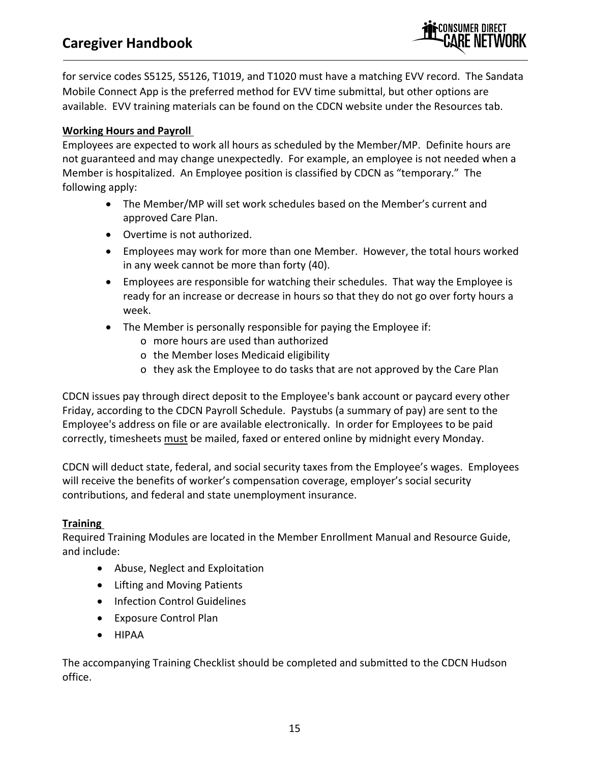for service codes S5125, S5126, T1019, and T1020 must have a matching EVV record. The Sandata Mobile Connect App is the preferred method for EVV time submittal, but other options are available. EVV training materials can be found on the CDCN website under the Resources tab.

**Working Hours and Payroll**

Employees are expected to work all hours as scheduled by the Member/MP. Definite hours are not guaranteed and may change unexpectedly. For example, an employee is not needed when a Member is hospitalized. An Employee position is classified by CDCN as "temporary." The following apply:

- The Member/MP will set work schedules based on the Member's current and approved Care Plan.
- Overtime is not authorized.
- Employees may work for more than one Member. However, the total hours worked in any week cannot be more than forty (40).
- Employees are responsible for watching their schedules. That way the Employee is ready for an increase or decrease in hours so that they do not go over forty hours a week.
- The Member is personally responsible for paying the Employee if:
    - more hours are used than authorized
    - the Member loses Medicaid eligibility
    - they ask the Employee to do tasks that are not approved by the Care Plan

CDCN issues pay through direct deposit to the Employee's bank account or paycard every other Friday, according to the CDCN Payroll Schedule. Paystubs (a summary of pay) are sent to the Employee's address on file or are available electronically. In order for Employees to be paid correctly, timesheets <u>must</u> be mailed, faxed or entered online by midnight every Monday.

CDCN will deduct state, federal, and social security taxes from the Employee's wages. Employees will receive the benefits of worker's compensation coverage, employer's social security contributions, and federal and state unemployment insurance.

**Training**

Required Training Modules are located in the Member Enrollment Manual and Resource Guide, and include:

- Abuse, Neglect and Exploitation
- Lifting and Moving Patients
- Infection Control Guidelines
- Exposure Control Plan
- HIPAA

The accompanying Training Checklist should be completed and submitted to the CDCN Hudson office.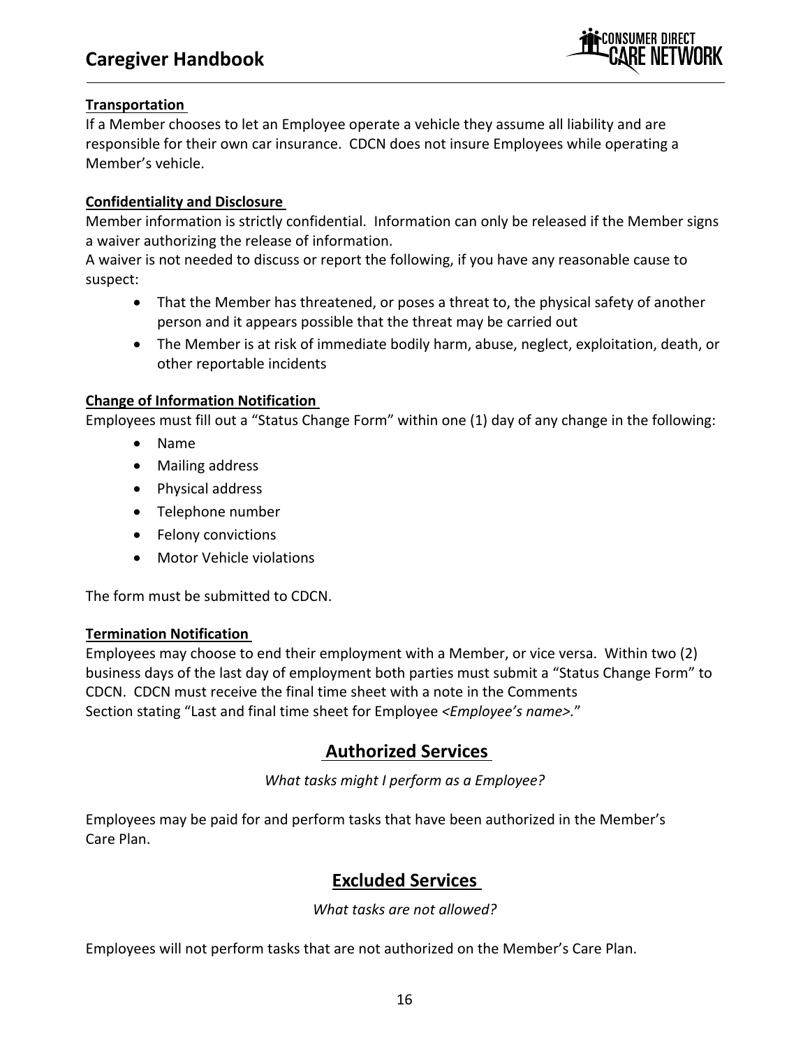**Transportation**

If a Member chooses to let an Employee operate a vehicle they assume all liability and are responsible for their own car insurance. CDCN does not insure Employees while operating a Member's vehicle.

**Confidentiality and Disclosure**

Member information is strictly confidential. Information can only be released if the Member signs a waiver authorizing the release of information.

A waiver is not needed to discuss or report the following, if you have any reasonable cause to suspect:

- That the Member has threatened, or poses a threat to, the physical safety of another person and it appears possible that the threat may be carried out
- The Member is at risk of immediate bodily harm, abuse, neglect, exploitation, death, or other reportable incidents

**Change of Information Notification**

Employees must fill out a "Status Change Form" within one (1) day of any change in the following:

- Name
- Mailing address
- Physical address
- Telephone number
- Felony convictions
- Motor Vehicle violations

The form must be submitted to CDCN.

**Termination Notification**

Employees may choose to end their employment with a Member, or vice versa. Within two (2) business days of the last day of employment both parties must submit a "Status Change Form" to CDCN. CDCN must receive the final time sheet with a note in the Comments Section stating "Last and final time sheet for Employee <*Employee's name*>."

## Authorized Services

*What tasks might I perform as a Employee?*

Employees may be paid for and perform tasks that have been authorized in the Member's Care Plan.

## Excluded Services

*What tasks are not allowed?*

Employees will not perform tasks that are not authorized on the Member's Care Plan.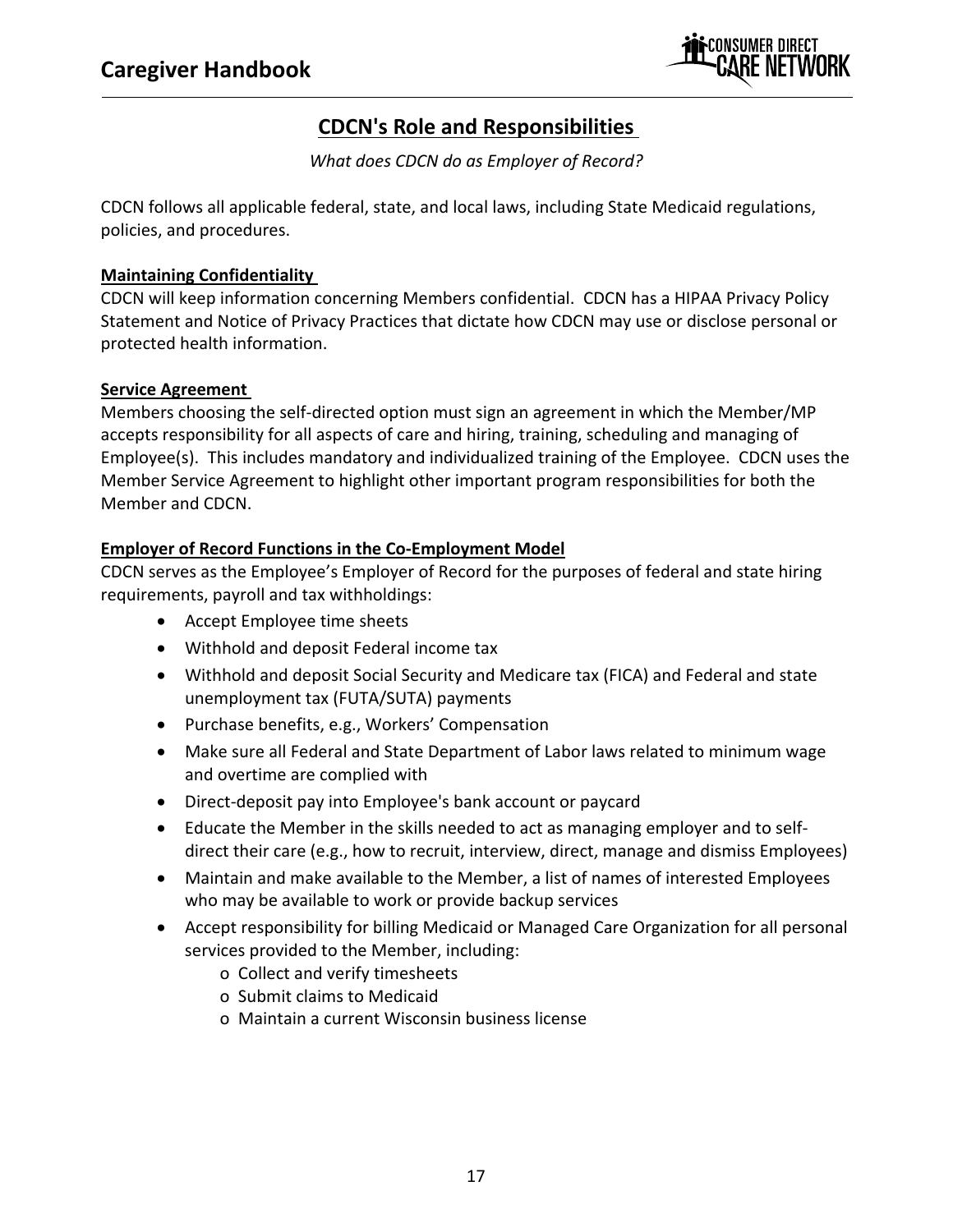## CDCN's Role and Responsibilities

*What does CDCN do as Employer of Record?*

CDCN follows all applicable federal, state, and local laws, including State Medicaid regulations, policies, and procedures.

**Maintaining Confidentiality**

CDCN will keep information concerning Members confidential. CDCN has a HIPAA Privacy Policy Statement and Notice of Privacy Practices that dictate how CDCN may use or disclose personal or protected health information.

**Service Agreement**

Members choosing the self-directed option must sign an agreement in which the Member/MP accepts responsibility for all aspects of care and hiring, training, scheduling and managing of Employee(s). This includes mandatory and individualized training of the Employee. CDCN uses the Member Service Agreement to highlight other important program responsibilities for both the Member and CDCN.

**Employer of Record Functions in the Co-Employment Model**

CDCN serves as the Employee's Employer of Record for the purposes of federal and state hiring requirements, payroll and tax withholdings:

- Accept Employee time sheets
- Withhold and deposit Federal income tax
- Withhold and deposit Social Security and Medicare tax (FICA) and Federal and state unemployment tax (FUTA/SUTA) payments
- Purchase benefits, e.g., Workers' Compensation
- Make sure all Federal and State Department of Labor laws related to minimum wage and overtime are complied with
- Direct-deposit pay into Employee's bank account or paycard
- Educate the Member in the skills needed to act as managing employer and to self-direct their care (e.g., how to recruit, interview, direct, manage and dismiss Employees)
- Maintain and make available to the Member, a list of names of interested Employees who may be available to work or provide backup services
- Accept responsibility for billing Medicaid or Managed Care Organization for all personal services provided to the Member, including:
  - Collect and verify timesheets
  - Submit claims to Medicaid
  - Maintain a current Wisconsin business license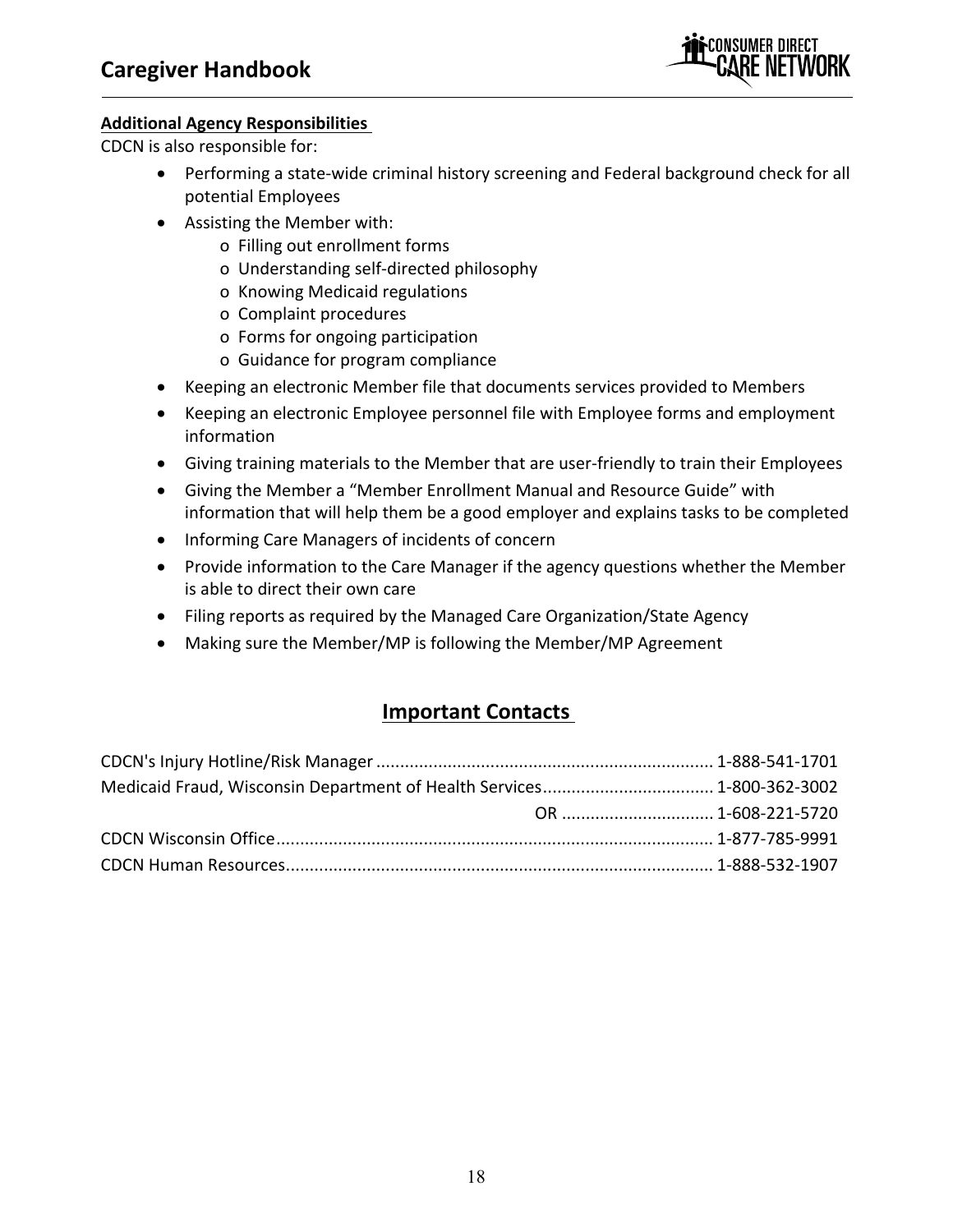**Additional Agency Responsibilities**

CDCN is also responsible for:

- Performing a state-wide criminal history screening and Federal background check for all potential Employees
- Assisting the Member with:
  - Filling out enrollment forms
  - Understanding self-directed philosophy
  - Knowing Medicaid regulations
  - Complaint procedures
  - Forms for ongoing participation
  - Guidance for program compliance
- Keeping an electronic Member file that documents services provided to Members
- Keeping an electronic Employee personnel file with Employee forms and employment information
- Giving training materials to the Member that are user-friendly to train their Employees
- Giving the Member a "Member Enrollment Manual and Resource Guide" with information that will help them be a good employer and explains tasks to be completed
- Informing Care Managers of incidents of concern
- Provide information to the Care Manager if the agency questions whether the Member is able to direct their own care
- Filing reports as required by the Managed Care Organization/State Agency
- Making sure the Member/MP is following the Member/MP Agreement

## Important Contacts

CDCN's Injury Hotline/Risk Manager ...................................................................... 1-888-541-1701
Medicaid Fraud, Wisconsin Department of Health Services.................................... 1-800-362-3002
OR ................................ 1-608-221-5720
CDCN Wisconsin Office........................................................................................... 1-877-785-9991
CDCN Human Resources.......................................................................................... 1-888-532-1907